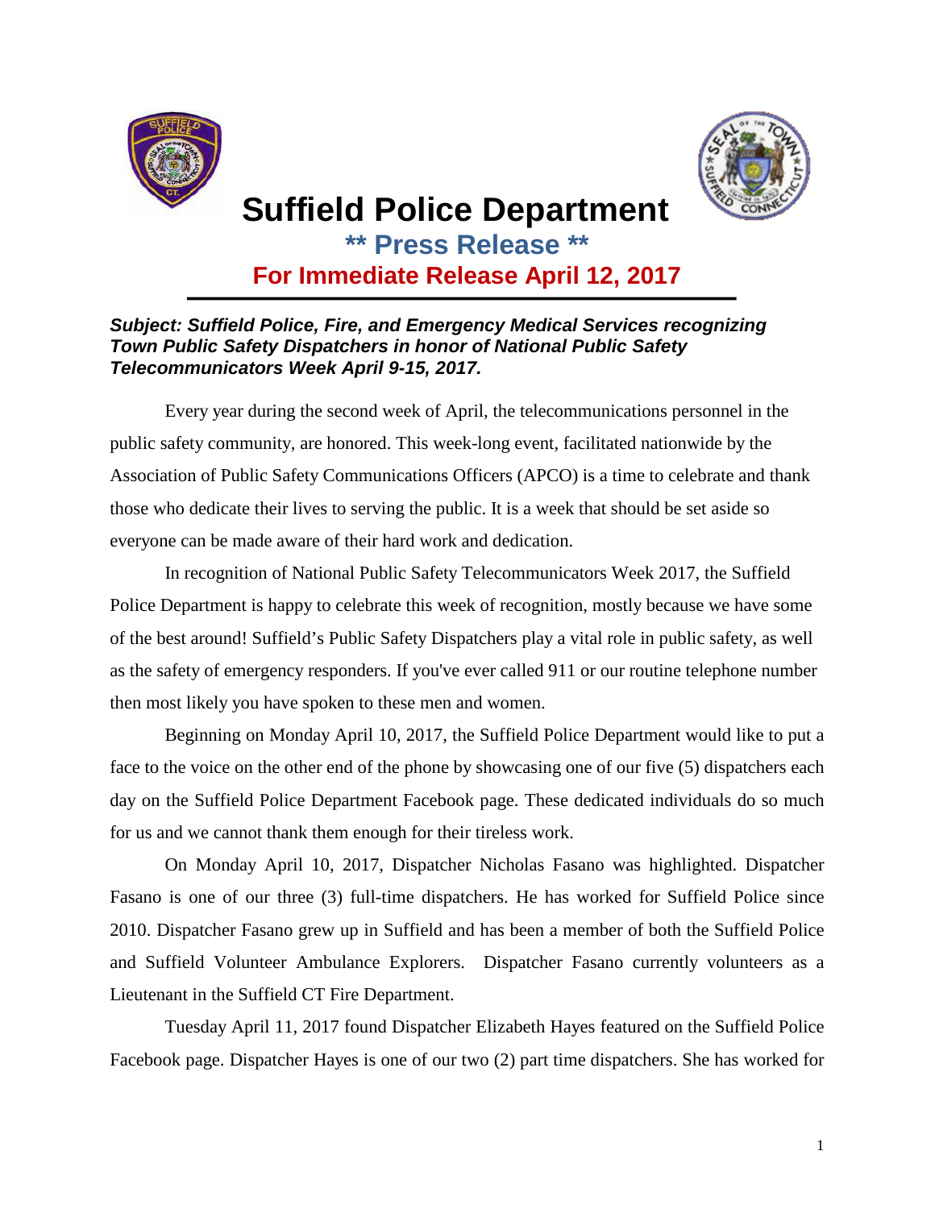# Suffield Police Department

## ** Press Release **

### For Immediate Release April 12, 2017

***Subject: Suffield Police, Fire, and Emergency Medical Services recognizing Town Public Safety Dispatchers in honor of National Public Safety Telecommunicators Week April 9-15, 2017.***

Every year during the second week of April, the telecommunications personnel in the public safety community, are honored. This week-long event, facilitated nationwide by the Association of Public Safety Communications Officers (APCO) is a time to celebrate and thank those who dedicate their lives to serving the public. It is a week that should be set aside so everyone can be made aware of their hard work and dedication.

In recognition of National Public Safety Telecommunicators Week 2017, the Suffield Police Department is happy to celebrate this week of recognition, mostly because we have some of the best around! Suffield's Public Safety Dispatchers play a vital role in public safety, as well as the safety of emergency responders. If you've ever called 911 or our routine telephone number then most likely you have spoken to these men and women.

Beginning on Monday April 10, 2017, the Suffield Police Department would like to put a face to the voice on the other end of the phone by showcasing one of our five (5) dispatchers each day on the Suffield Police Department Facebook page. These dedicated individuals do so much for us and we cannot thank them enough for their tireless work.

On Monday April 10, 2017, Dispatcher Nicholas Fasano was highlighted. Dispatcher Fasano is one of our three (3) full-time dispatchers. He has worked for Suffield Police since 2010. Dispatcher Fasano grew up in Suffield and has been a member of both the Suffield Police and Suffield Volunteer Ambulance Explorers. Dispatcher Fasano currently volunteers as a Lieutenant in the Suffield CT Fire Department.

Tuesday April 11, 2017 found Dispatcher Elizabeth Hayes featured on the Suffield Police Facebook page. Dispatcher Hayes is one of our two (2) part time dispatchers. She has worked for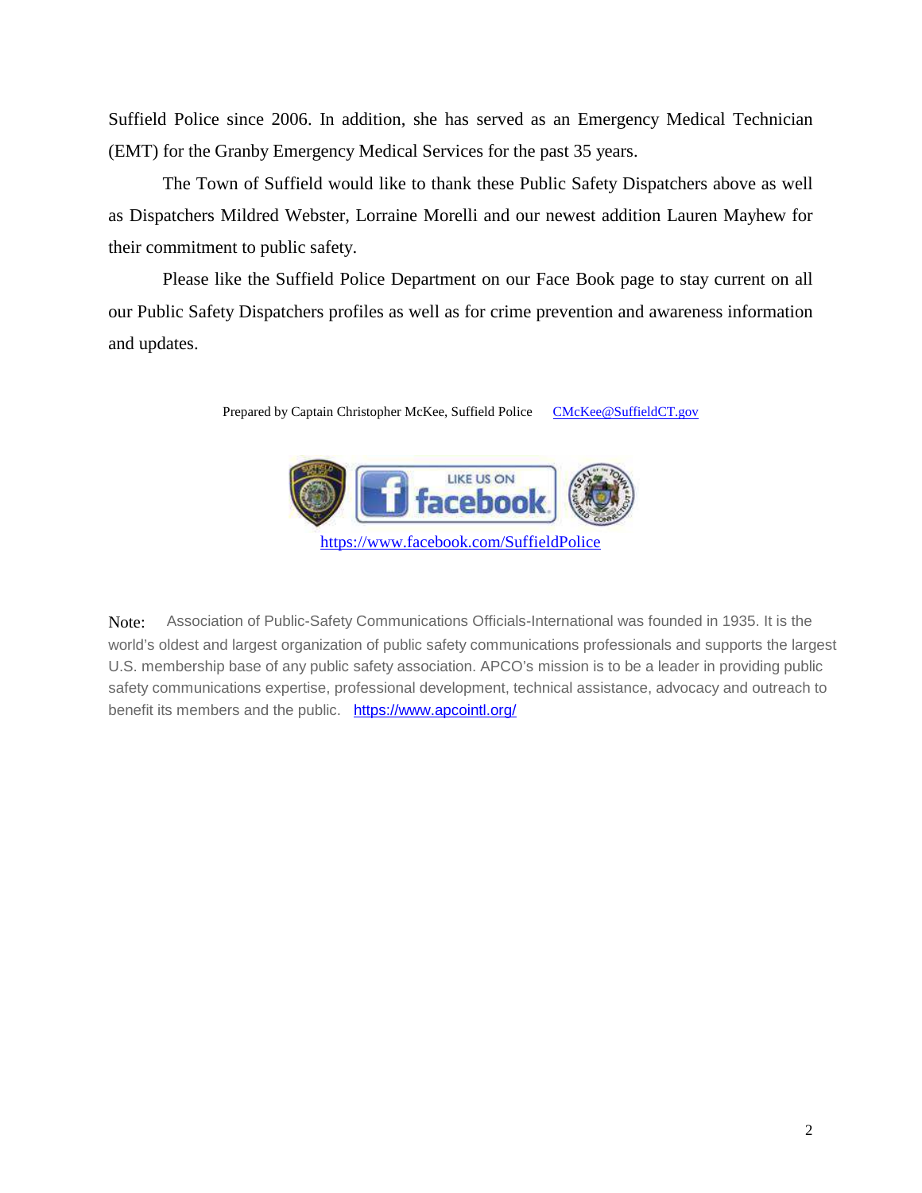Suffield Police since 2006. In addition, she has served as an Emergency Medical Technician (EMT) for the Granby Emergency Medical Services for the past 35 years.

The Town of Suffield would like to thank these Public Safety Dispatchers above as well as Dispatchers Mildred Webster, Lorraine Morelli and our newest addition Lauren Mayhew for their commitment to public safety.

Please like the Suffield Police Department on our Face Book page to stay current on all our Public Safety Dispatchers profiles as well as for crime prevention and awareness information and updates.

Prepared by Captain Christopher McKee, Suffield Police CMcKee@SuffieldCT.gov

https://www.facebook.com/SuffieldPolice

Note: Association of Public-Safety Communications Officials-International was founded in 1935. It is the world's oldest and largest organization of public safety communications professionals and supports the largest U.S. membership base of any public safety association. APCO's mission is to be a leader in providing public safety communications expertise, professional development, technical assistance, advocacy and outreach to benefit its members and the public. https://www.apcointl.org/